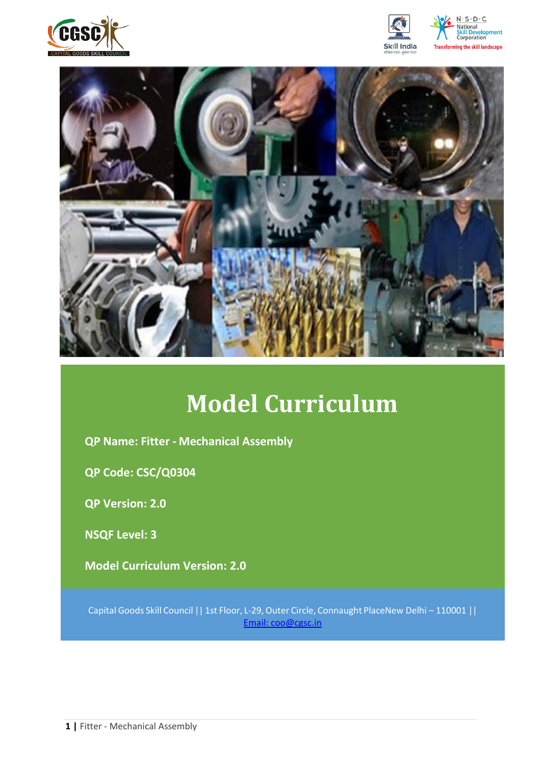# Model Curriculum

**QP Name: Fitter - Mechanical Assembly**

**QP Code: CSC/Q0304**

**QP Version: 2.0**

**NSQF Level: 3**

**Model Curriculum Version: 2.0**

Capital Goods Skill Council || 1st Floor, L-29, Outer Circle, Connaught PlaceNew Delhi – 110001 || Email: coo@cgsc.in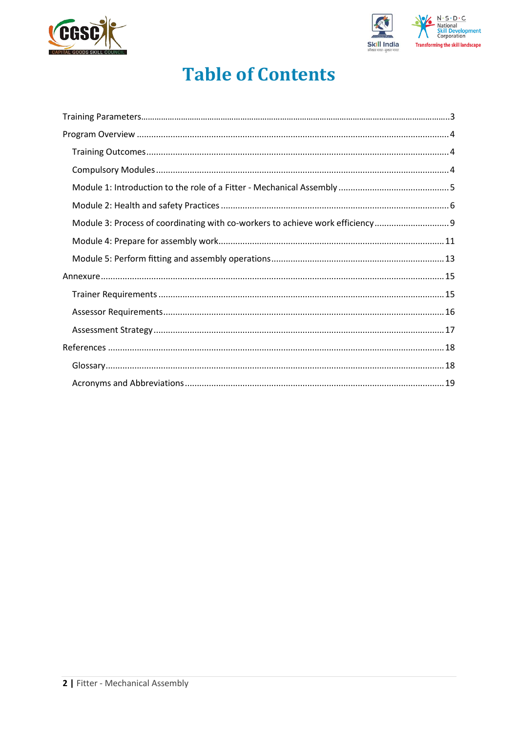# Table of Contents

- Training Parameters ... 3
- Program Overview ... 4
  - Training Outcomes ... 4
  - Compulsory Modules ... 4
  - Module 1: Introduction to the role of a Fitter - Mechanical Assembly ... 5
  - Module 2: Health and safety Practices ... 6
  - Module 3: Process of coordinating with co-workers to achieve work efficiency ... 9
  - Module 4: Prepare for assembly work ... 11
  - Module 5: Perform fitting and assembly operations ... 13
- Annexure ... 15
  - Trainer Requirements ... 15
  - Assessor Requirements ... 16
  - Assessment Strategy ... 17
- References ... 18
  - Glossary ... 18
  - Acronyms and Abbreviations ... 19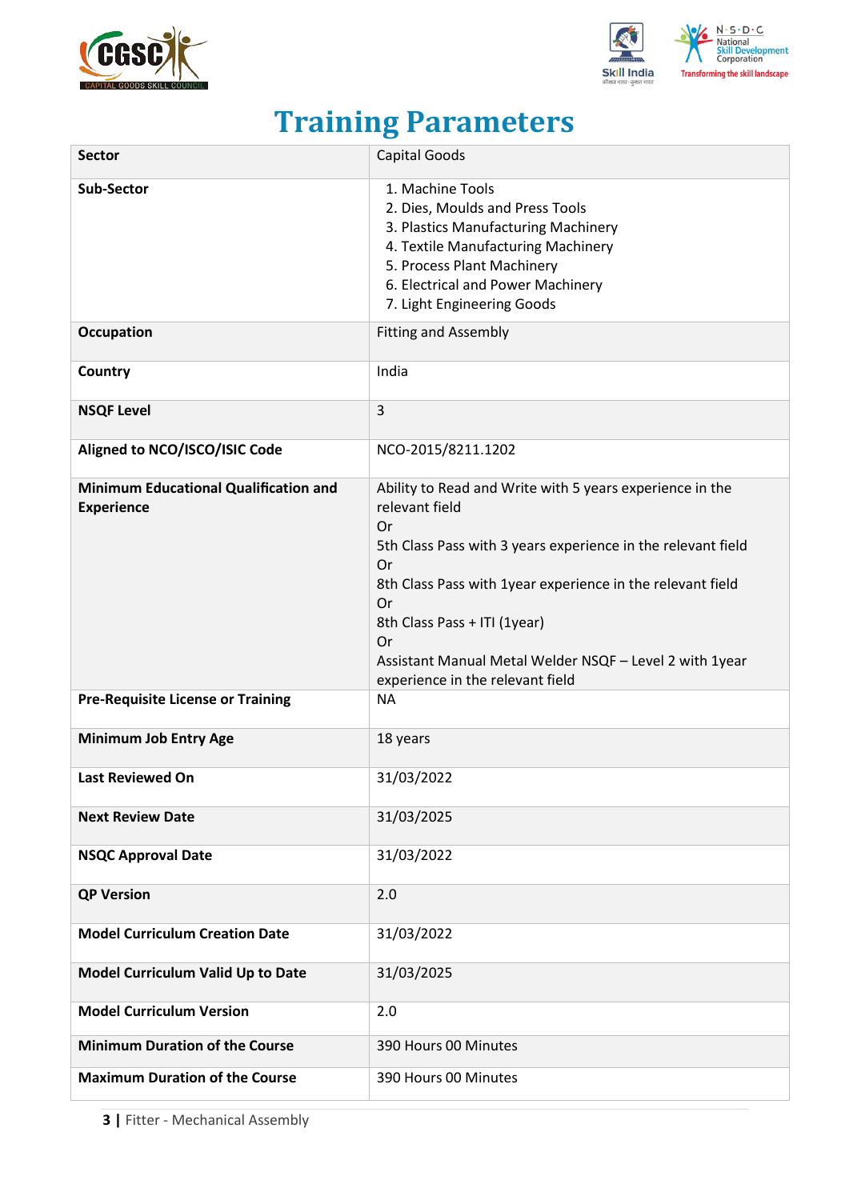# Training Parameters

| Sector | Capital Goods |
|---|---|
| Sub-Sector | 1. Machine Tools<br>2. Dies, Moulds and Press Tools<br>3. Plastics Manufacturing Machinery<br>4. Textile Manufacturing Machinery<br>5. Process Plant Machinery<br>6. Electrical and Power Machinery<br>7. Light Engineering Goods |
| Occupation | Fitting and Assembly |
| Country | India |
| NSQF Level | 3 |
| Aligned to NCO/ISCO/ISIC Code | NCO-2015/8211.1202 |
| Minimum Educational Qualification and Experience | Ability to Read and Write with 5 years experience in the relevant field<br>Or<br>5th Class Pass with 3 years experience in the relevant field<br>Or<br>8th Class Pass with 1year experience in the relevant field<br>Or<br>8th Class Pass + ITI (1year)<br>Or<br>Assistant Manual Metal Welder NSQF – Level 2 with 1year experience in the relevant field |
| Pre-Requisite License or Training | NA |
| Minimum Job Entry Age | 18 years |
| Last Reviewed On | 31/03/2022 |
| Next Review Date | 31/03/2025 |
| NSQC Approval Date | 31/03/2022 |
| QP Version | 2.0 |
| Model Curriculum Creation Date | 31/03/2022 |
| Model Curriculum Valid Up to Date | 31/03/2025 |
| Model Curriculum Version | 2.0 |
| Minimum Duration of the Course | 390 Hours 00 Minutes |
| Maximum Duration of the Course | 390 Hours 00 Minutes |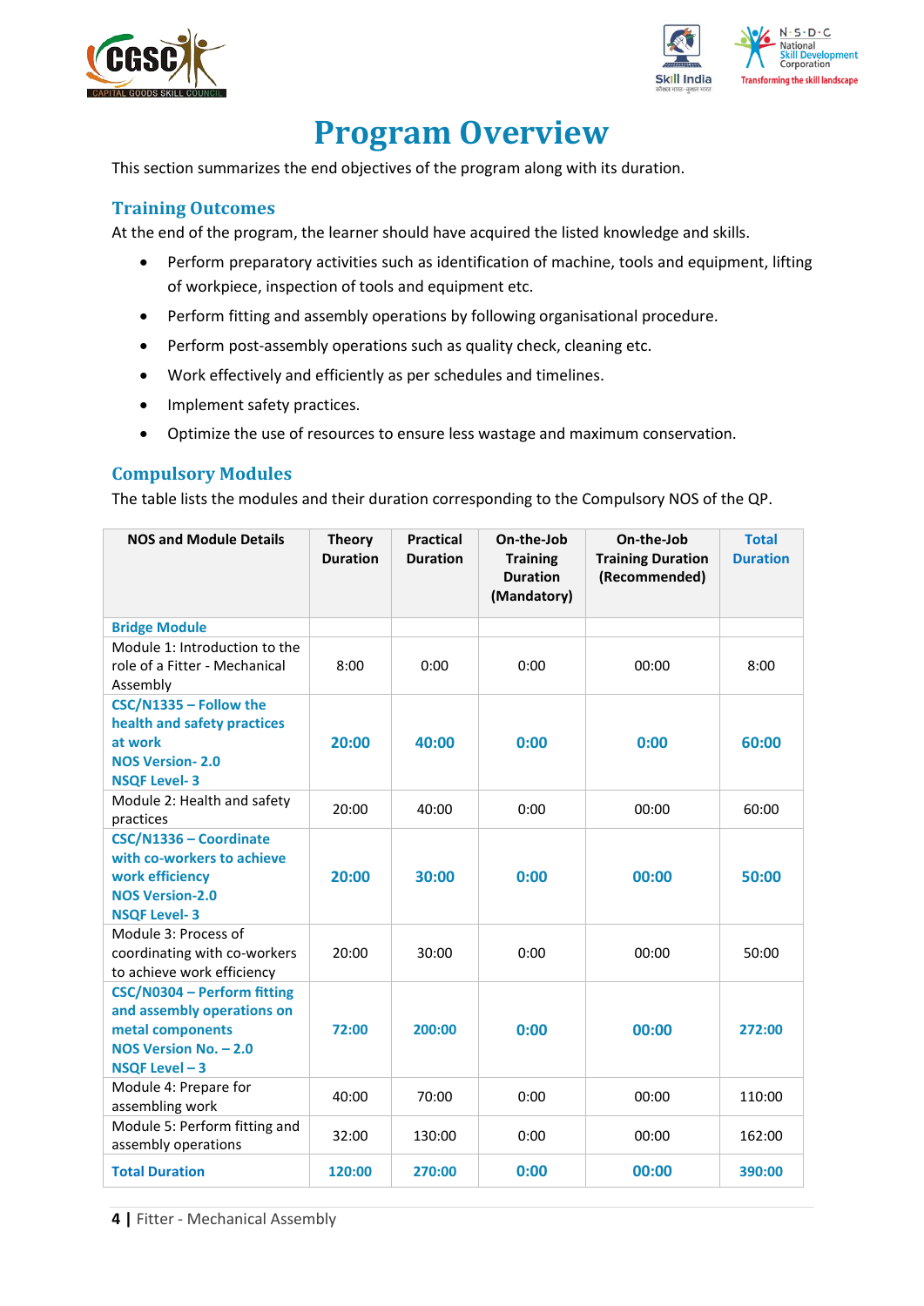# Program Overview

This section summarizes the end objectives of the program along with its duration.

## Training Outcomes

At the end of the program, the learner should have acquired the listed knowledge and skills.

- Perform preparatory activities such as identification of machine, tools and equipment, lifting of workpiece, inspection of tools and equipment etc.
- Perform fitting and assembly operations by following organisational procedure.
- Perform post-assembly operations such as quality check, cleaning etc.
- Work effectively and efficiently as per schedules and timelines.
- Implement safety practices.
- Optimize the use of resources to ensure less wastage and maximum conservation.

## Compulsory Modules

The table lists the modules and their duration corresponding to the Compulsory NOS of the QP.

| NOS and Module Details | Theory Duration | Practical Duration | On-the-Job Training Duration (Mandatory) | On-the-Job Training Duration (Recommended) | Total Duration |
|---|---|---|---|---|---|
| **Bridge Module** | | | | | |
| Module 1: Introduction to the role of a Fitter - Mechanical Assembly | 8:00 | 0:00 | 0:00 | 00:00 | 8:00 |
| **CSC/N1335 – Follow the health and safety practices at work**<br>**NOS Version- 2.0**<br>**NSQF Level- 3** | **20:00** | **40:00** | **0:00** | **0:00** | **60:00** |
| Module 2: Health and safety practices | 20:00 | 40:00 | 0:00 | 00:00 | 60:00 |
| **CSC/N1336 – Coordinate with co-workers to achieve work efficiency**<br>**NOS Version-2.0**<br>**NSQF Level- 3** | **20:00** | **30:00** | **0:00** | **00:00** | **50:00** |
| Module 3: Process of coordinating with co-workers to achieve work efficiency | 20:00 | 30:00 | 0:00 | 00:00 | 50:00 |
| **CSC/N0304 – Perform fitting and assembly operations on metal components**<br>**NOS Version No. – 2.0**<br>**NSQF Level – 3** | **72:00** | **200:00** | **0:00** | **00:00** | **272:00** |
| Module 4: Prepare for assembling work | 40:00 | 70:00 | 0:00 | 00:00 | 110:00 |
| Module 5: Perform fitting and assembly operations | 32:00 | 130:00 | 0:00 | 00:00 | 162:00 |
| **Total Duration** | **120:00** | **270:00** | **0:00** | **00:00** | **390:00** |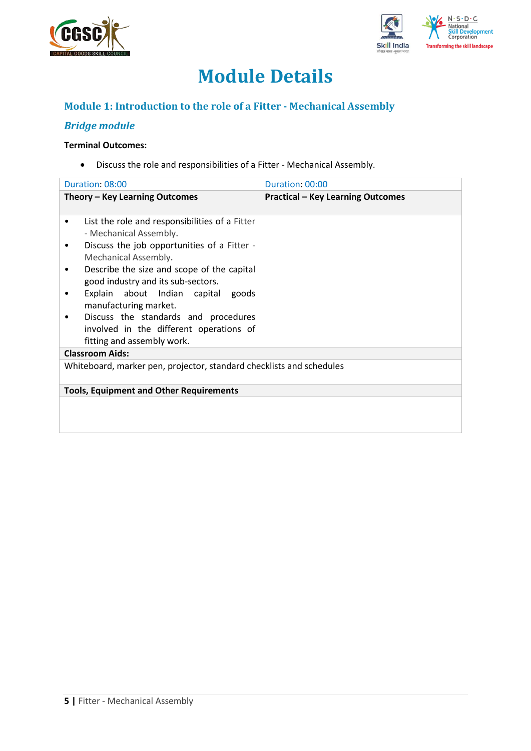# Module Details

## Module 1: Introduction to the role of a Fitter - Mechanical Assembly

### *Bridge module*

**Terminal Outcomes:**

- Discuss the role and responsibilities of a Fitter - Mechanical Assembly.

| Duration: 08:00 | Duration: 00:00 |
|---|---|
| **Theory – Key Learning Outcomes** | **Practical – Key Learning Outcomes** |
| • List the role and responsibilities of a Fitter - Mechanical Assembly.<br>• Discuss the job opportunities of a Fitter - Mechanical Assembly.<br>• Describe the size and scope of the capital good industry and its sub-sectors.<br>• Explain about Indian capital goods manufacturing market.<br>• Discuss the standards and procedures involved in the different operations of fitting and assembly work. | |
| **Classroom Aids:** | |
| Whiteboard, marker pen, projector, standard checklists and schedules | |
| **Tools, Equipment and Other Requirements** | |
| | |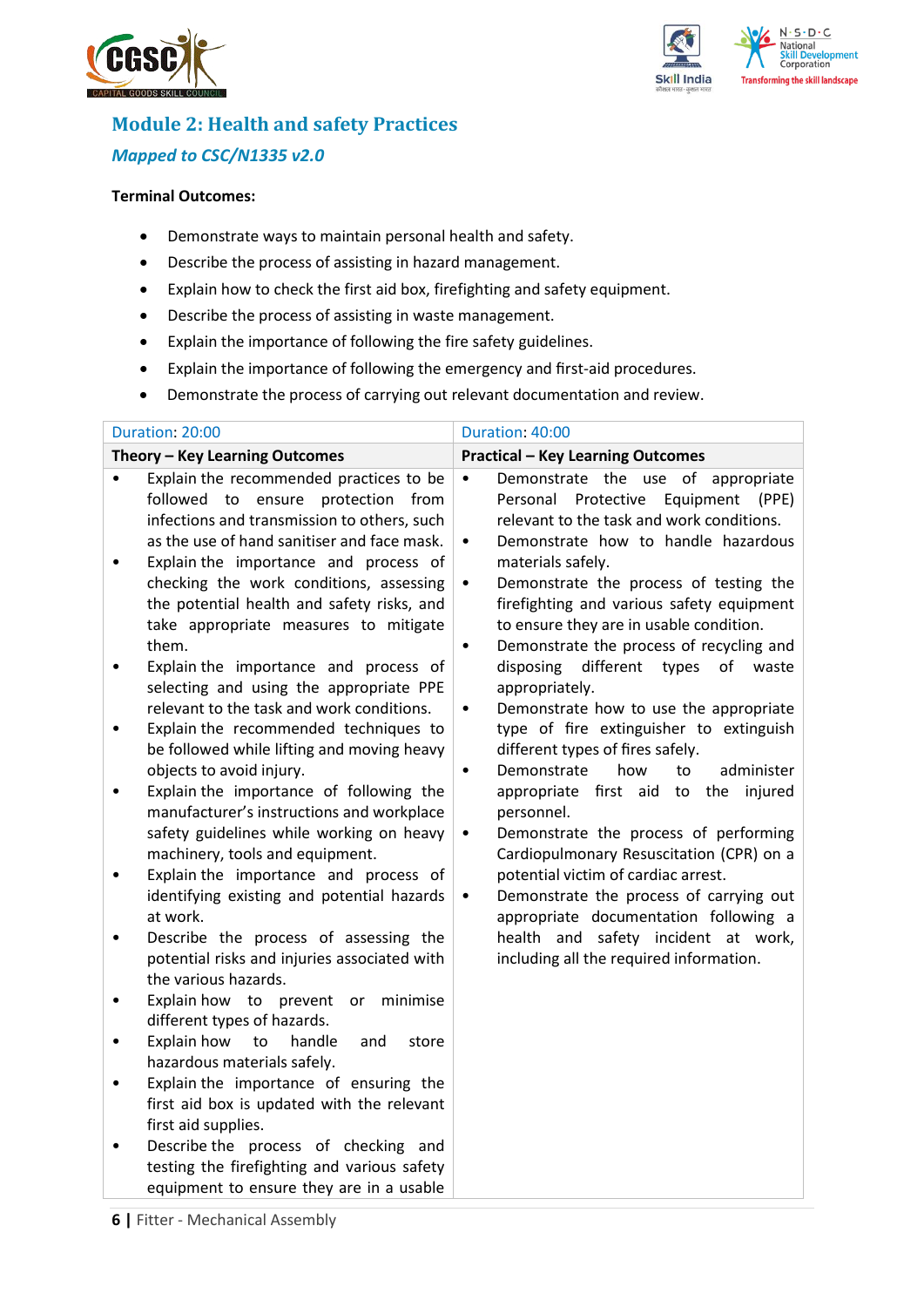## Module 2: Health and safety Practices

### *Mapped to CSC/N1335 v2.0*

**Terminal Outcomes:**

- Demonstrate ways to maintain personal health and safety.
- Describe the process of assisting in hazard management.
- Explain how to check the first aid box, firefighting and safety equipment.
- Describe the process of assisting in waste management.
- Explain the importance of following the fire safety guidelines.
- Explain the importance of following the emergency and first-aid procedures.
- Demonstrate the process of carrying out relevant documentation and review.

| Duration: 20:00 | Duration: 40:00 |
|---|---|
| **Theory – Key Learning Outcomes** | **Practical – Key Learning Outcomes** |
| • Explain the recommended practices to be followed to ensure protection from infections and transmission to others, such as the use of hand sanitiser and face mask.<br>• Explain the importance and process of checking the work conditions, assessing the potential health and safety risks, and take appropriate measures to mitigate them.<br>• Explain the importance and process of selecting and using the appropriate PPE relevant to the task and work conditions.<br>• Explain the recommended techniques to be followed while lifting and moving heavy objects to avoid injury.<br>• Explain the importance of following the manufacturer's instructions and workplace safety guidelines while working on heavy machinery, tools and equipment.<br>• Explain the importance and process of identifying existing and potential hazards at work.<br>• Describe the process of assessing the potential risks and injuries associated with the various hazards.<br>• Explain how to prevent or minimise different types of hazards.<br>• Explain how to handle and store hazardous materials safely.<br>• Explain the importance of ensuring the first aid box is updated with the relevant first aid supplies.<br>• Describe the process of checking and testing the firefighting and various safety equipment to ensure they are in a usable | • Demonstrate the use of appropriate Personal Protective Equipment (PPE) relevant to the task and work conditions.<br>• Demonstrate how to handle hazardous materials safely.<br>• Demonstrate the process of testing the firefighting and various safety equipment to ensure they are in usable condition.<br>• Demonstrate the process of recycling and disposing different types of waste appropriately.<br>• Demonstrate how to use the appropriate type of fire extinguisher to extinguish different types of fires safely.<br>• Demonstrate how to administer appropriate first aid to the injured personnel.<br>• Demonstrate the process of performing Cardiopulmonary Resuscitation (CPR) on a potential victim of cardiac arrest.<br>• Demonstrate the process of carrying out appropriate documentation following a health and safety incident at work, including all the required information. |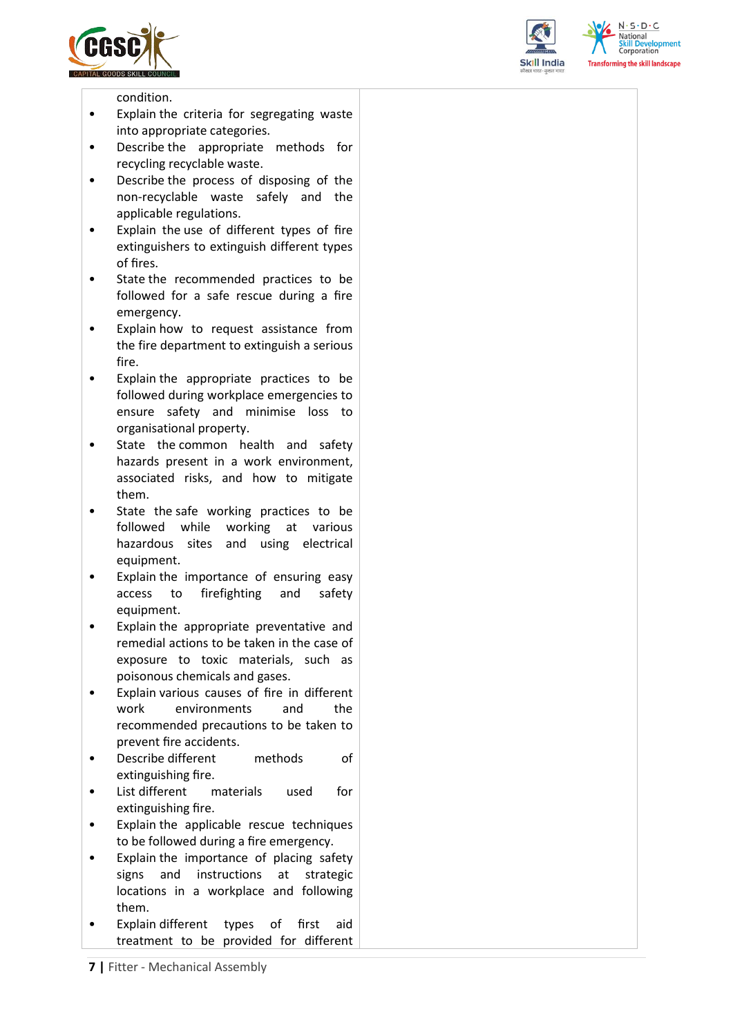| | |
|---|---|
| condition.<br>• Explain the criteria for segregating waste into appropriate categories.<br>• Describe the appropriate methods for recycling recyclable waste.<br>• Describe the process of disposing of the non-recyclable waste safely and the applicable regulations.<br>• Explain the use of different types of fire extinguishers to extinguish different types of fires.<br>• State the recommended practices to be followed for a safe rescue during a fire emergency.<br>• Explain how to request assistance from the fire department to extinguish a serious fire.<br>• Explain the appropriate practices to be followed during workplace emergencies to ensure safety and minimise loss to organisational property.<br>• State the common health and safety hazards present in a work environment, associated risks, and how to mitigate them.<br>• State the safe working practices to be followed while working at various hazardous sites and using electrical equipment.<br>• Explain the importance of ensuring easy access to firefighting and safety equipment.<br>• Explain the appropriate preventative and remedial actions to be taken in the case of exposure to toxic materials, such as poisonous chemicals and gases.<br>• Explain various causes of fire in different work environments and the recommended precautions to be taken to prevent fire accidents.<br>• Describe different methods of extinguishing fire.<br>• List different materials used for extinguishing fire.<br>• Explain the applicable rescue techniques to be followed during a fire emergency.<br>• Explain the importance of placing safety signs and instructions at strategic locations in a workplace and following them.<br>• Explain different types of first aid treatment to be provided for different | |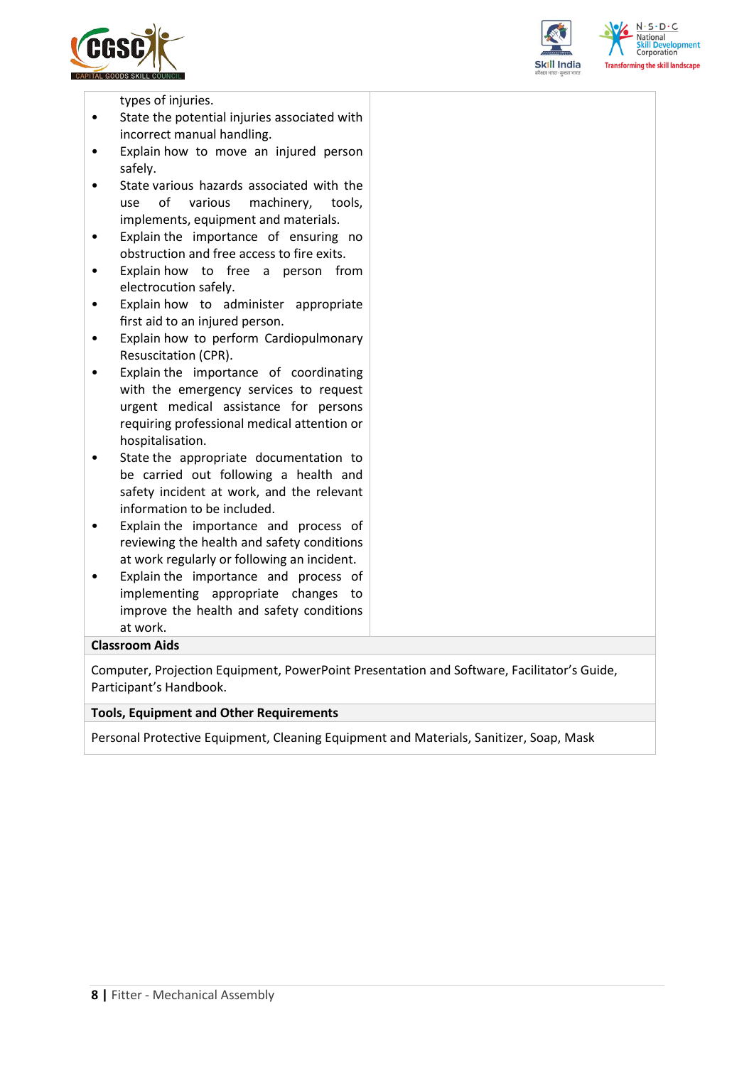| | |
|---|---|
| types of injuries.<br>• State the potential injuries associated with incorrect manual handling.<br>• Explain how to move an injured person safely.<br>• State various hazards associated with the use of various machinery, tools, implements, equipment and materials.<br>• Explain the importance of ensuring no obstruction and free access to fire exits.<br>• Explain how to free a person from electrocution safely.<br>• Explain how to administer appropriate first aid to an injured person.<br>• Explain how to perform Cardiopulmonary Resuscitation (CPR).<br>• Explain the importance of coordinating with the emergency services to request urgent medical assistance for persons requiring professional medical attention or hospitalisation.<br>• State the appropriate documentation to be carried out following a health and safety incident at work, and the relevant information to be included.<br>• Explain the importance and process of reviewing the health and safety conditions at work regularly or following an incident.<br>• Explain the importance and process of implementing appropriate changes to improve the health and safety conditions at work. | |
| **Classroom Aids** | |
| Computer, Projection Equipment, PowerPoint Presentation and Software, Facilitator's Guide, Participant's Handbook. | |
| **Tools, Equipment and Other Requirements** | |
| Personal Protective Equipment, Cleaning Equipment and Materials, Sanitizer, Soap, Mask | |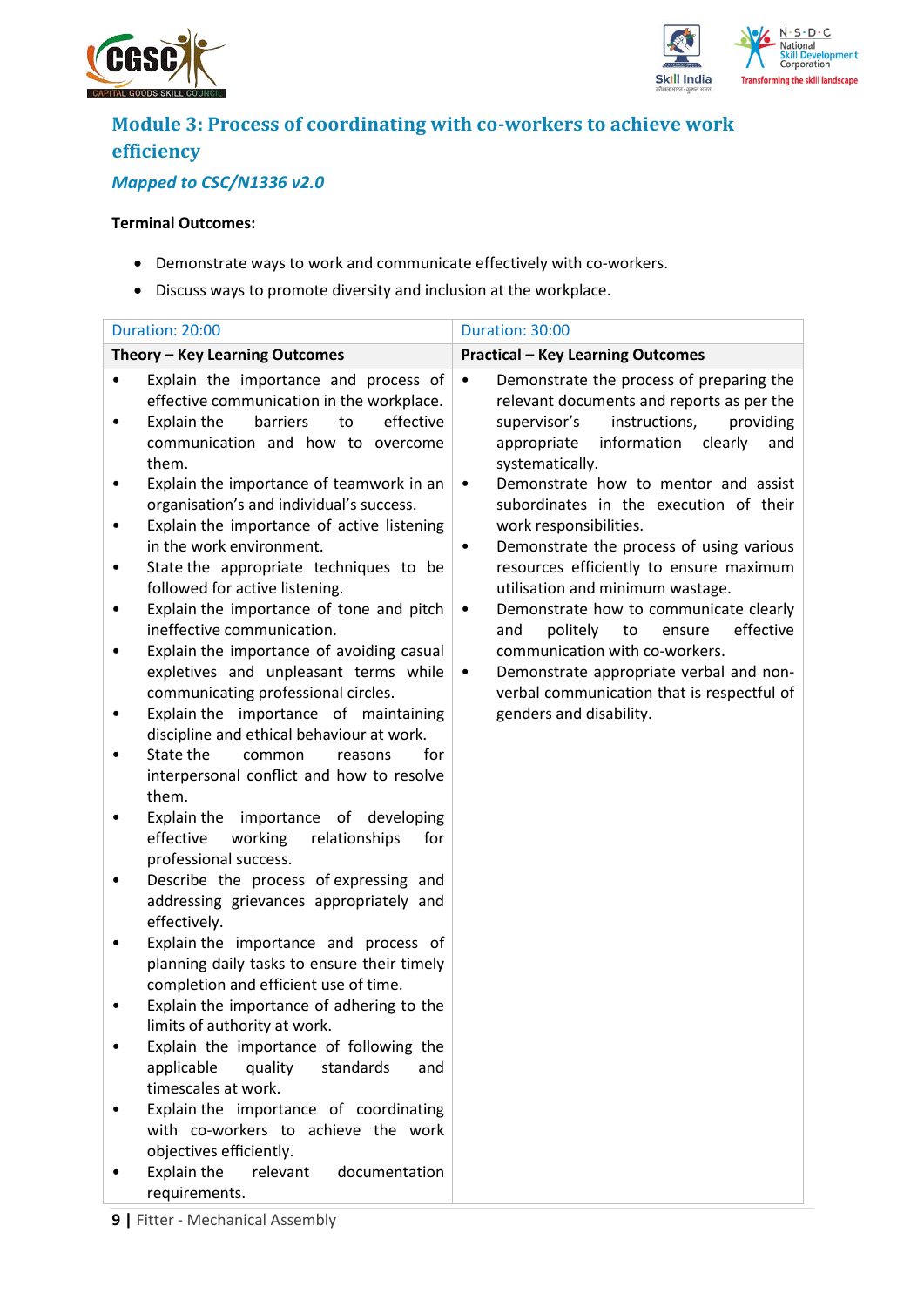## Module 3: Process of coordinating with co-workers to achieve work efficiency

*Mapped to CSC/N1336 v2.0*

**Terminal Outcomes:**

- Demonstrate ways to work and communicate effectively with co-workers.
- Discuss ways to promote diversity and inclusion at the workplace.

| Duration: 20:00 | Duration: 30:00 |
|---|---|
| **Theory – Key Learning Outcomes** | **Practical – Key Learning Outcomes** |
| • Explain the importance and process of effective communication in the workplace.<br>• Explain the barriers to effective communication and how to overcome them.<br>• Explain the importance of teamwork in an organisation's and individual's success.<br>• Explain the importance of active listening in the work environment.<br>• State the appropriate techniques to be followed for active listening.<br>• Explain the importance of tone and pitch ineffective communication.<br>• Explain the importance of avoiding casual expletives and unpleasant terms while communicating professional circles.<br>• Explain the importance of maintaining discipline and ethical behaviour at work.<br>• State the common reasons for interpersonal conflict and how to resolve them.<br>• Explain the importance of developing effective working relationships for professional success.<br>• Describe the process of expressing and addressing grievances appropriately and effectively.<br>• Explain the importance and process of planning daily tasks to ensure their timely completion and efficient use of time.<br>• Explain the importance of adhering to the limits of authority at work.<br>• Explain the importance of following the applicable quality standards and timescales at work.<br>• Explain the importance of coordinating with co-workers to achieve the work objectives efficiently.<br>• Explain the relevant documentation requirements. | • Demonstrate the process of preparing the relevant documents and reports as per the supervisor's instructions, providing appropriate information clearly and systematically.<br>• Demonstrate how to mentor and assist subordinates in the execution of their work responsibilities.<br>• Demonstrate the process of using various resources efficiently to ensure maximum utilisation and minimum wastage.<br>• Demonstrate how to communicate clearly and politely to ensure effective communication with co-workers.<br>• Demonstrate appropriate verbal and non-verbal communication that is respectful of genders and disability. |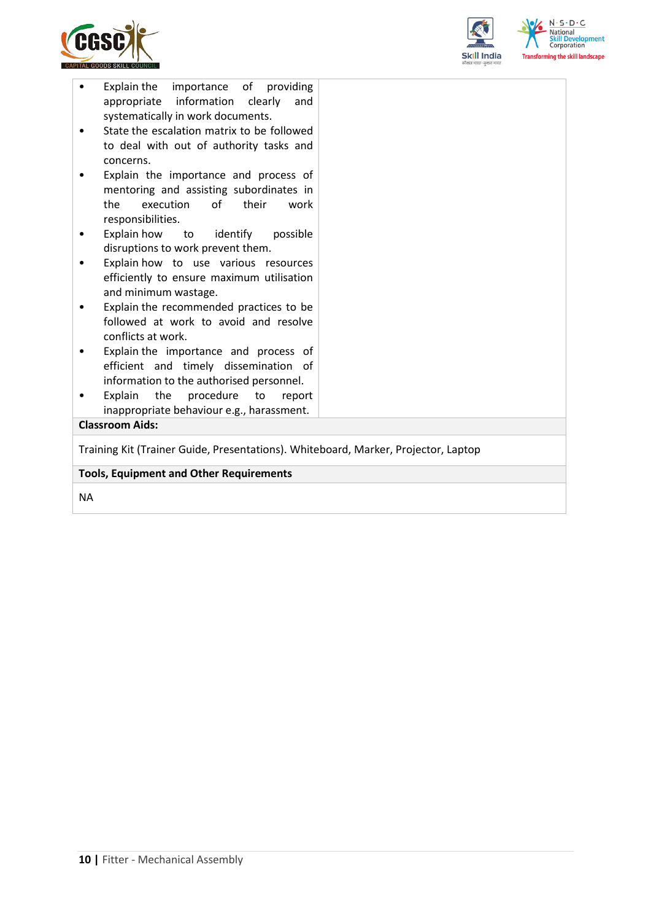| | |
|---|---|
| • Explain the importance of providing appropriate information clearly and systematically in work documents.<br>• State the escalation matrix to be followed to deal with out of authority tasks and concerns.<br>• Explain the importance and process of mentoring and assisting subordinates in the execution of their work responsibilities.<br>• Explain how to identify possible disruptions to work prevent them.<br>• Explain how to use various resources efficiently to ensure maximum utilisation and minimum wastage.<br>• Explain the recommended practices to be followed at work to avoid and resolve conflicts at work.<br>• Explain the importance and process of efficient and timely dissemination of information to the authorised personnel.<br>• Explain the procedure to report inappropriate behaviour e.g., harassment. | |

**Classroom Aids:**

Training Kit (Trainer Guide, Presentations). Whiteboard, Marker, Projector, Laptop

**Tools, Equipment and Other Requirements**

NA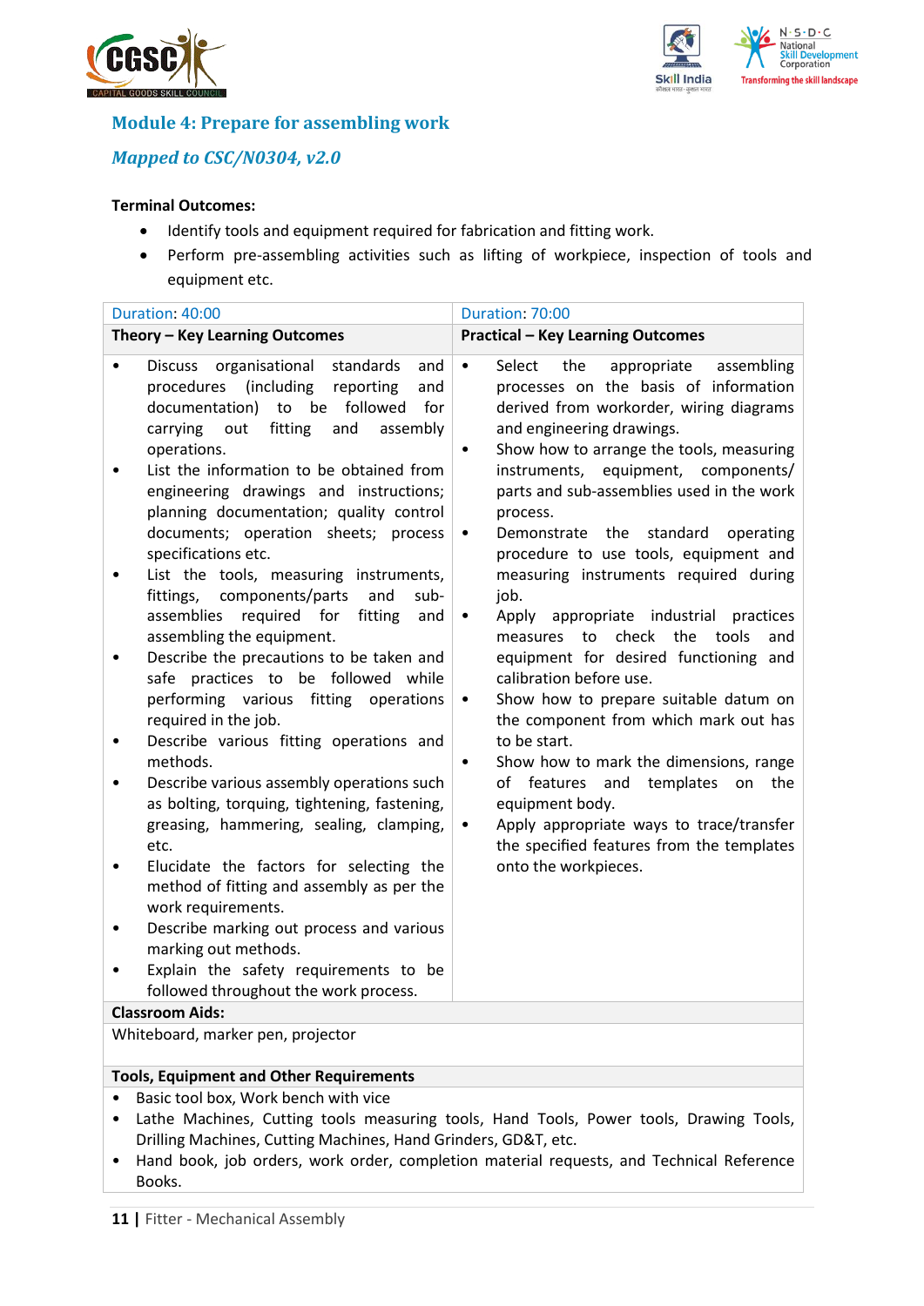## Module 4: Prepare for assembling work

### *Mapped to CSC/N0304, v2.0*

**Terminal Outcomes:**

- Identify tools and equipment required for fabrication and fitting work.
- Perform pre-assembling activities such as lifting of workpiece, inspection of tools and equipment etc.

| Duration: 40:00 | Duration: 70:00 |
|---|---|
| **Theory – Key Learning Outcomes** | **Practical – Key Learning Outcomes** |
| • Discuss organisational standards and procedures (including reporting and documentation) to be followed for carrying out fitting and assembly operations.<br>• List the information to be obtained from engineering drawings and instructions; planning documentation; quality control documents; operation sheets; process specifications etc.<br>• List the tools, measuring instruments, fittings, components/parts and sub-assemblies required for fitting and assembling the equipment.<br>• Describe the precautions to be taken and safe practices to be followed while performing various fitting operations required in the job.<br>• Describe various fitting operations and methods.<br>• Describe various assembly operations such as bolting, torquing, tightening, fastening, greasing, hammering, sealing, clamping, etc.<br>• Elucidate the factors for selecting the method of fitting and assembly as per the work requirements.<br>• Describe marking out process and various marking out methods.<br>• Explain the safety requirements to be followed throughout the work process. | • Select the appropriate assembling processes on the basis of information derived from workorder, wiring diagrams and engineering drawings.<br>• Show how to arrange the tools, measuring instruments, equipment, components/ parts and sub-assemblies used in the work process.<br>• Demonstrate the standard operating procedure to use tools, equipment and measuring instruments required during job.<br>• Apply appropriate industrial practices measures to check the tools and equipment for desired functioning and calibration before use.<br>• Show how to prepare suitable datum on the component from which mark out has to be start.<br>• Show how to mark the dimensions, range of features and templates on the equipment body.<br>• Apply appropriate ways to trace/transfer the specified features from the templates onto the workpieces. |
| **Classroom Aids:** | |
| Whiteboard, marker pen, projector | |
| **Tools, Equipment and Other Requirements** | |
| • Basic tool box, Work bench with vice<br>• Lathe Machines, Cutting tools measuring tools, Hand Tools, Power tools, Drawing Tools, Drilling Machines, Cutting Machines, Hand Grinders, GD&T, etc.<br>• Hand book, job orders, work order, completion material requests, and Technical Reference Books. | |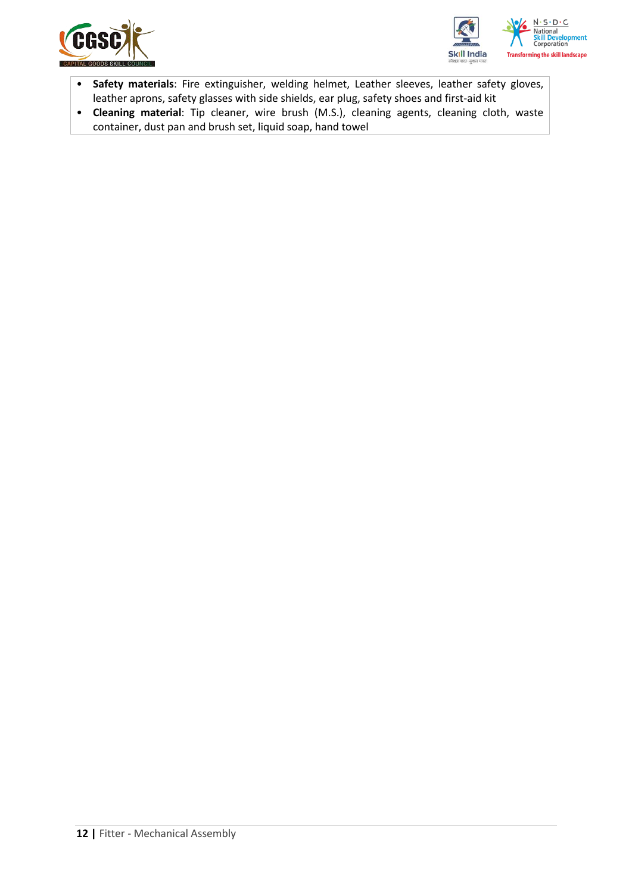- **Safety materials**: Fire extinguisher, welding helmet, Leather sleeves, leather safety gloves, leather aprons, safety glasses with side shields, ear plug, safety shoes and first-aid kit
- **Cleaning material**: Tip cleaner, wire brush (M.S.), cleaning agents, cleaning cloth, waste container, dust pan and brush set, liquid soap, hand towel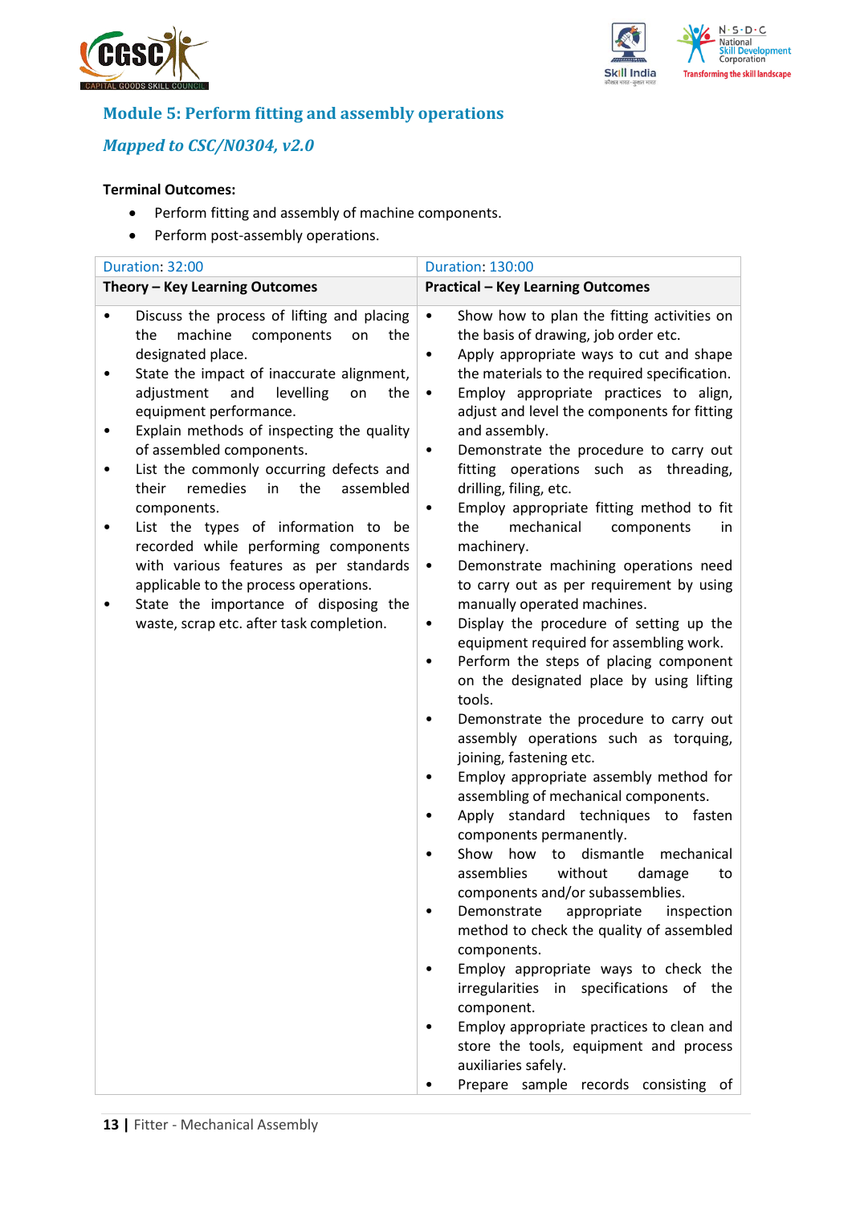## Module 5: Perform fitting and assembly operations

### *Mapped to CSC/N0304, v2.0*

**Terminal Outcomes:**

- Perform fitting and assembly of machine components.
- Perform post-assembly operations.

| Duration: 32:00 | Duration: 130:00 |
|---|---|
| **Theory – Key Learning Outcomes** | **Practical – Key Learning Outcomes** |
| • Discuss the process of lifting and placing the machine components on the designated place.<br>• State the impact of inaccurate alignment, adjustment and levelling on the equipment performance.<br>• Explain methods of inspecting the quality of assembled components.<br>• List the commonly occurring defects and their remedies in the assembled components.<br>• List the types of information to be recorded while performing components with various features as per standards applicable to the process operations.<br>• State the importance of disposing the waste, scrap etc. after task completion. | • Show how to plan the fitting activities on the basis of drawing, job order etc.<br>• Apply appropriate ways to cut and shape the materials to the required specification.<br>• Employ appropriate practices to align, adjust and level the components for fitting and assembly.<br>• Demonstrate the procedure to carry out fitting operations such as threading, drilling, filing, etc.<br>• Employ appropriate fitting method to fit the mechanical components in machinery.<br>• Demonstrate machining operations need to carry out as per requirement by using manually operated machines.<br>• Display the procedure of setting up the equipment required for assembling work.<br>• Perform the steps of placing component on the designated place by using lifting tools.<br>• Demonstrate the procedure to carry out assembly operations such as torquing, joining, fastening etc.<br>• Employ appropriate assembly method for assembling of mechanical components.<br>• Apply standard techniques to fasten components permanently.<br>• Show how to dismantle mechanical assemblies without damage to components and/or subassemblies.<br>• Demonstrate appropriate inspection method to check the quality of assembled components.<br>• Employ appropriate ways to check the irregularities in specifications of the component.<br>• Employ appropriate practices to clean and store the tools, equipment and process auxiliaries safely.<br>• Prepare sample records consisting of |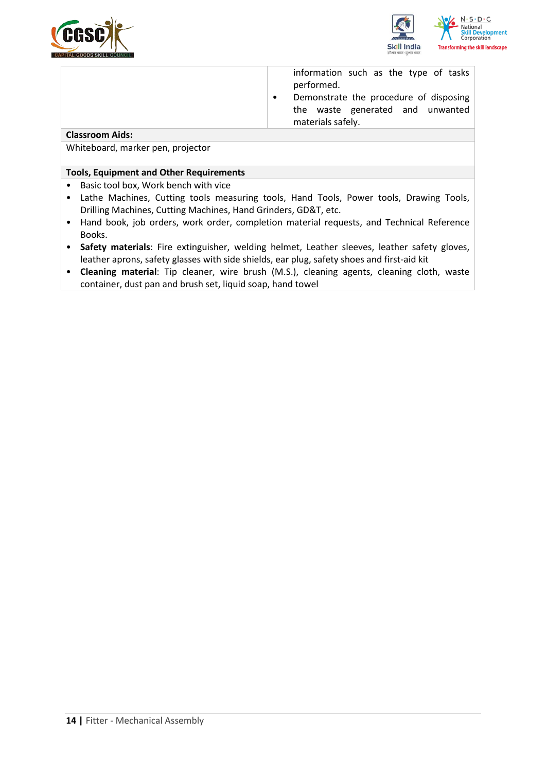| | |
|---|---|
| | information such as the type of tasks performed.<br>• Demonstrate the procedure of disposing the waste generated and unwanted materials safely. |

**Classroom Aids:**

Whiteboard, marker pen, projector

**Tools, Equipment and Other Requirements**

- Basic tool box, Work bench with vice
- Lathe Machines, Cutting tools measuring tools, Hand Tools, Power tools, Drawing Tools, Drilling Machines, Cutting Machines, Hand Grinders, GD&T, etc.
- Hand book, job orders, work order, completion material requests, and Technical Reference Books.
- **Safety materials**: Fire extinguisher, welding helmet, Leather sleeves, leather safety gloves, leather aprons, safety glasses with side shields, ear plug, safety shoes and first-aid kit
- **Cleaning material**: Tip cleaner, wire brush (M.S.), cleaning agents, cleaning cloth, waste container, dust pan and brush set, liquid soap, hand towel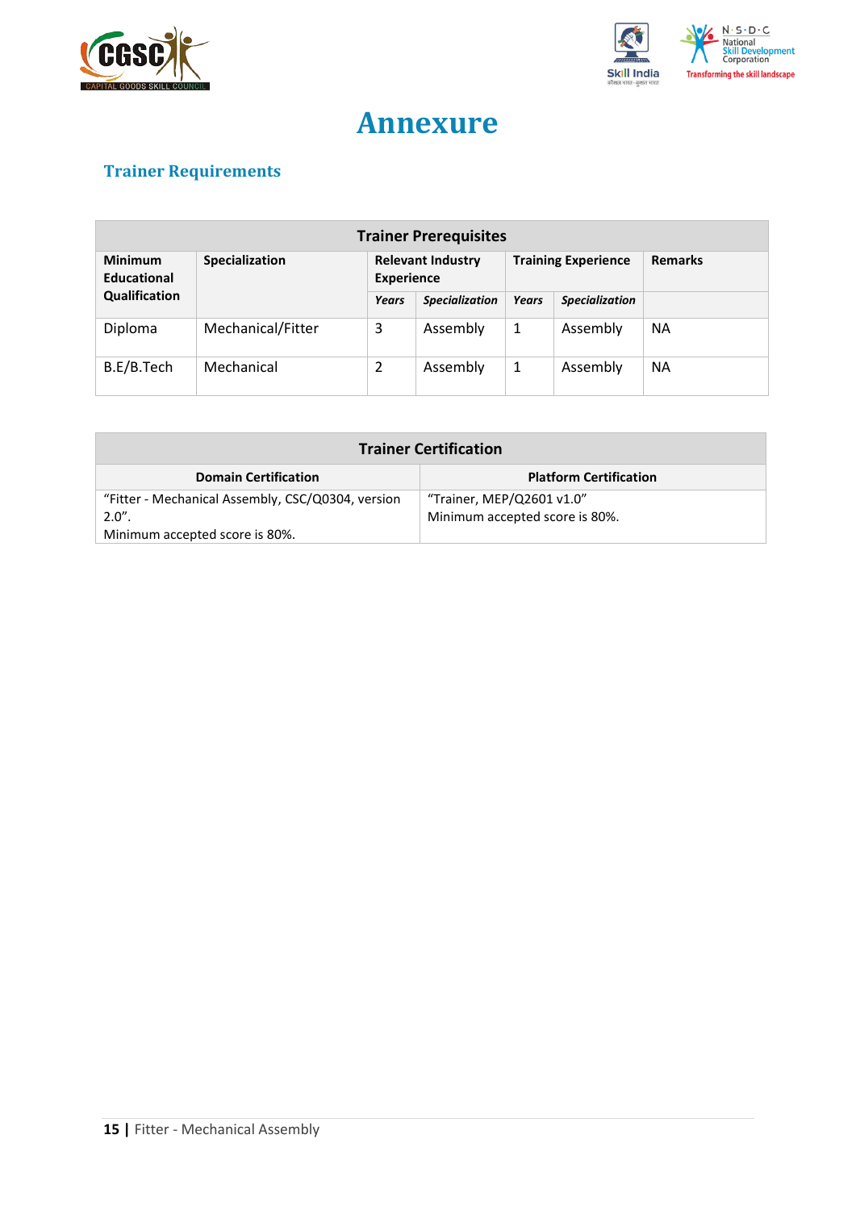# Annexure

## Trainer Requirements

| Trainer Prerequisites | | | | | | |
|---|---|---|---|---|---|---|
| **Minimum Educational Qualification** | **Specialization** | **Relevant Industry Experience** | | **Training Experience** | | **Remarks** |
| | | ***Years*** | ***Specialization*** | ***Years*** | ***Specialization*** | |
| Diploma | Mechanical/Fitter | 3 | Assembly | 1 | Assembly | NA |
| B.E/B.Tech | Mechanical | 2 | Assembly | 1 | Assembly | NA |

| Trainer Certification | |
|---|---|
| **Domain Certification** | **Platform Certification** |
| "Fitter - Mechanical Assembly, CSC/Q0304, version 2.0".<br>Minimum accepted score is 80%. | "Trainer, MEP/Q2601 v1.0"<br>Minimum accepted score is 80%. |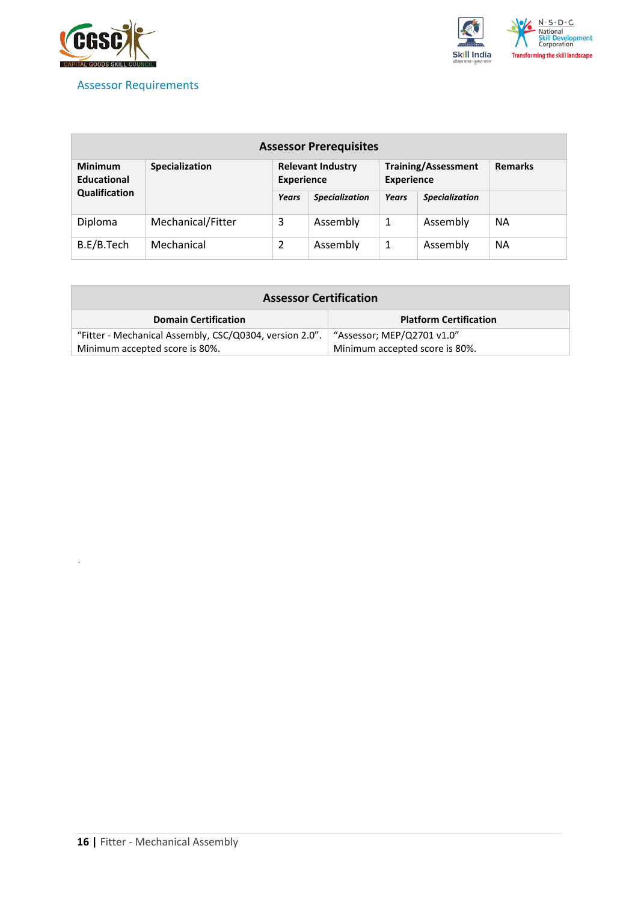## Assessor Requirements

| Assessor Prerequisites | | | | | | |
|---|---|---|---|---|---|---|
| **Minimum Educational Qualification** | **Specialization** | **Relevant Industry Experience** | | **Training/Assessment Experience** | | **Remarks** |
| | | ***Years*** | ***Specialization*** | ***Years*** | ***Specialization*** | |
| Diploma | Mechanical/Fitter | 3 | Assembly | 1 | Assembly | NA |
| B.E/B.Tech | Mechanical | 2 | Assembly | 1 | Assembly | NA |

| Assessor Certification | |
|---|---|
| **Domain Certification** | **Platform Certification** |
| "Fitter - Mechanical Assembly, CSC/Q0304, version 2.0". Minimum accepted score is 80%. | "Assessor; MEP/Q2701 v1.0" Minimum accepted score is 80%. |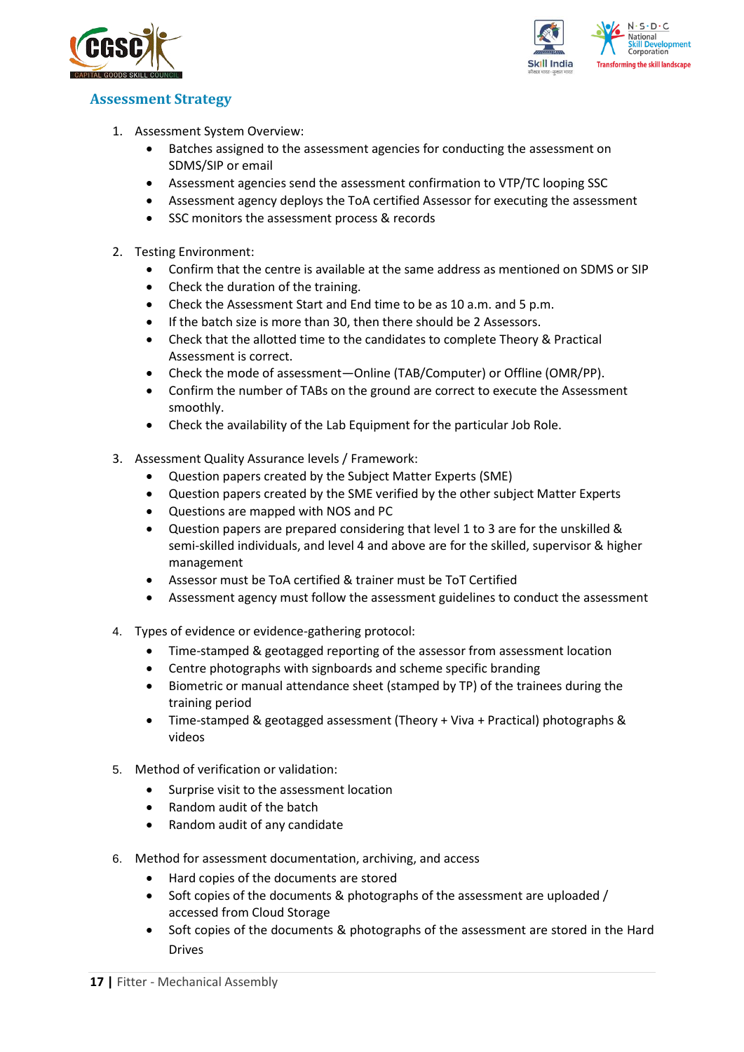## Assessment Strategy

1. Assessment System Overview:
    - Batches assigned to the assessment agencies for conducting the assessment on SDMS/SIP or email
    - Assessment agencies send the assessment confirmation to VTP/TC looping SSC
    - Assessment agency deploys the ToA certified Assessor for executing the assessment
    - SSC monitors the assessment process & records

2. Testing Environment:
    - Confirm that the centre is available at the same address as mentioned on SDMS or SIP
    - Check the duration of the training.
    - Check the Assessment Start and End time to be as 10 a.m. and 5 p.m.
    - If the batch size is more than 30, then there should be 2 Assessors.
    - Check that the allotted time to the candidates to complete Theory & Practical Assessment is correct.
    - Check the mode of assessment—Online (TAB/Computer) or Offline (OMR/PP).
    - Confirm the number of TABs on the ground are correct to execute the Assessment smoothly.
    - Check the availability of the Lab Equipment for the particular Job Role.

3. Assessment Quality Assurance levels / Framework:
    - Question papers created by the Subject Matter Experts (SME)
    - Question papers created by the SME verified by the other subject Matter Experts
    - Questions are mapped with NOS and PC
    - Question papers are prepared considering that level 1 to 3 are for the unskilled & semi-skilled individuals, and level 4 and above are for the skilled, supervisor & higher management
    - Assessor must be ToA certified & trainer must be ToT Certified
    - Assessment agency must follow the assessment guidelines to conduct the assessment

4. Types of evidence or evidence-gathering protocol:
    - Time-stamped & geotagged reporting of the assessor from assessment location
    - Centre photographs with signboards and scheme specific branding
    - Biometric or manual attendance sheet (stamped by TP) of the trainees during the training period
    - Time-stamped & geotagged assessment (Theory + Viva + Practical) photographs & videos

5. Method of verification or validation:
    - Surprise visit to the assessment location
    - Random audit of the batch
    - Random audit of any candidate

6. Method for assessment documentation, archiving, and access
    - Hard copies of the documents are stored
    - Soft copies of the documents & photographs of the assessment are uploaded / accessed from Cloud Storage
    - Soft copies of the documents & photographs of the assessment are stored in the Hard Drives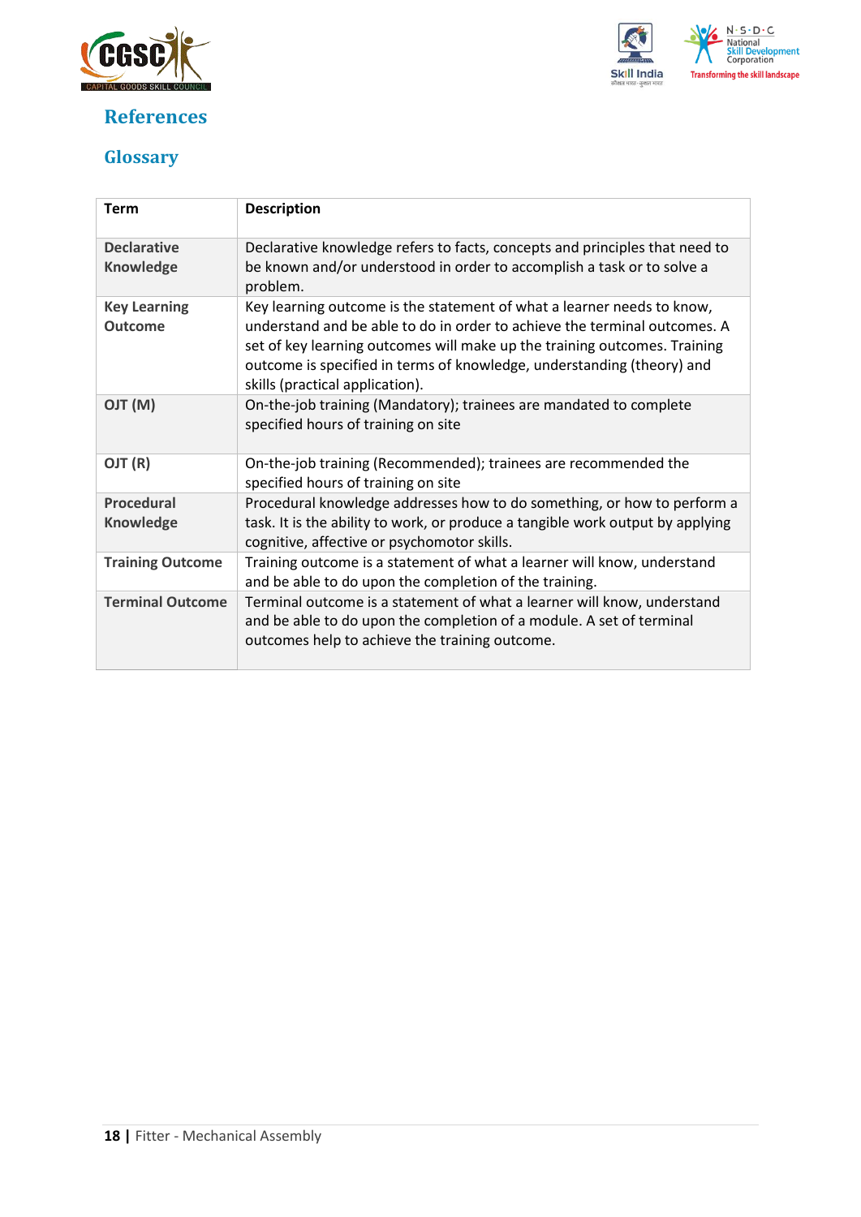# References

## Glossary

| Term | Description |
| --- | --- |
| **Declarative Knowledge** | Declarative knowledge refers to facts, concepts and principles that need to be known and/or understood in order to accomplish a task or to solve a problem. |
| **Key Learning Outcome** | Key learning outcome is the statement of what a learner needs to know, understand and be able to do in order to achieve the terminal outcomes. A set of key learning outcomes will make up the training outcomes. Training outcome is specified in terms of knowledge, understanding (theory) and skills (practical application). |
| **OJT (M)** | On-the-job training (Mandatory); trainees are mandated to complete specified hours of training on site |
| **OJT (R)** | On-the-job training (Recommended); trainees are recommended the specified hours of training on site |
| **Procedural Knowledge** | Procedural knowledge addresses how to do something, or how to perform a task. It is the ability to work, or produce a tangible work output by applying cognitive, affective or psychomotor skills. |
| **Training Outcome** | Training outcome is a statement of what a learner will know, understand and be able to do upon the completion of the training. |
| **Terminal Outcome** | Terminal outcome is a statement of what a learner will know, understand and be able to do upon the completion of a module. A set of terminal outcomes help to achieve the training outcome. |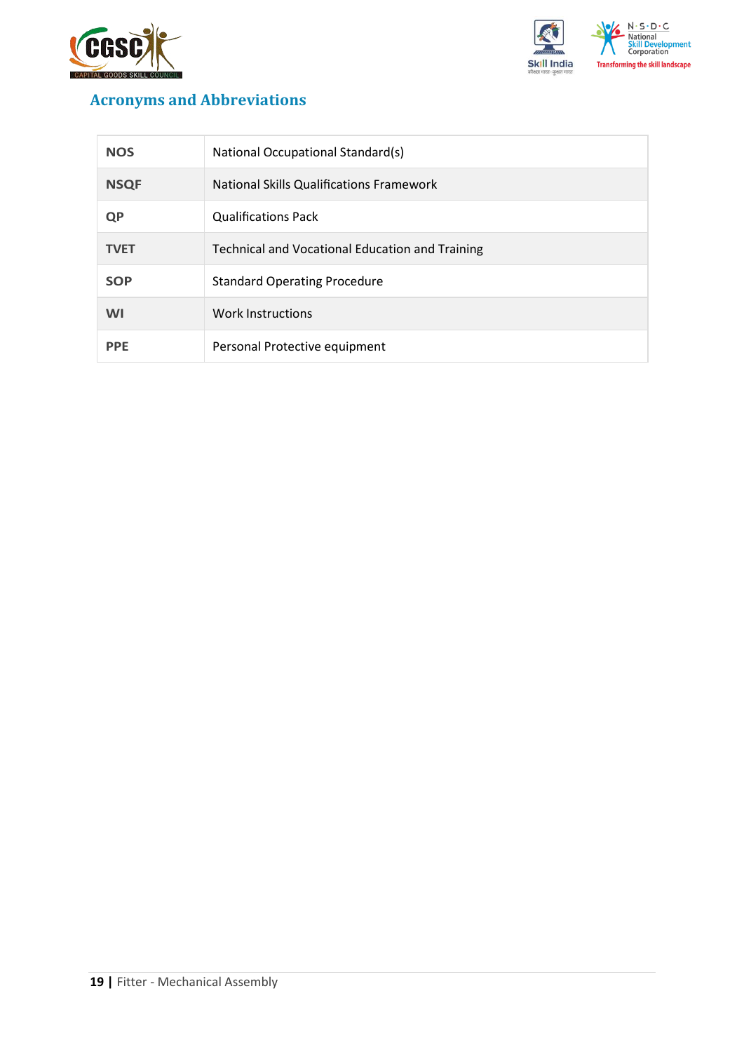## Acronyms and Abbreviations

| | |
|---|---|
| **NOS** | National Occupational Standard(s) |
| **NSQF** | National Skills Qualifications Framework |
| **QP** | Qualifications Pack |
| **TVET** | Technical and Vocational Education and Training |
| **SOP** | Standard Operating Procedure |
| **WI** | Work Instructions |
| **PPE** | Personal Protective equipment |